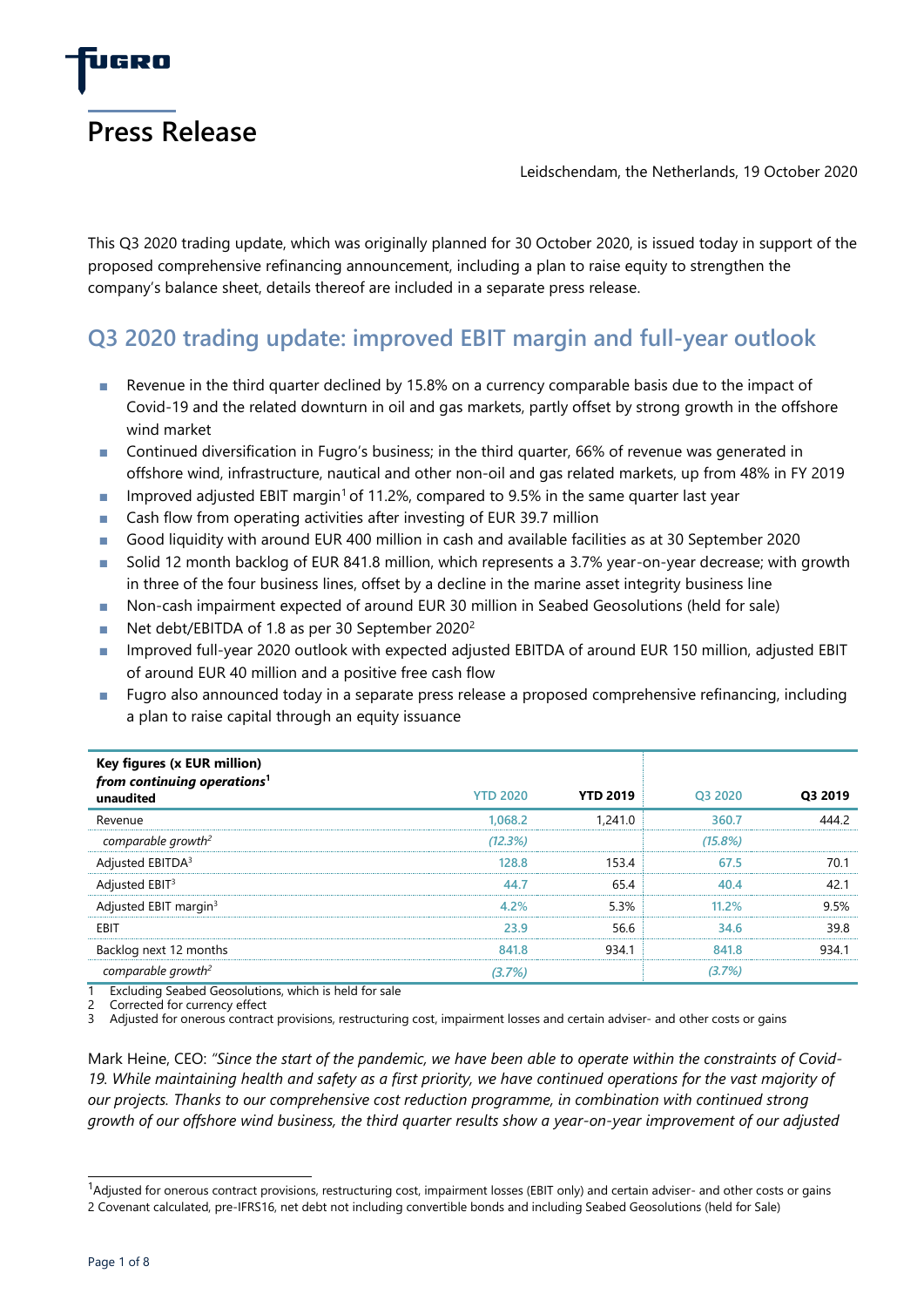# Press Release

Leidschendam, the Netherlands, 19 October 2020

This Q3 2020 trading update, which was originally planned for 30 October 2020, is issued today in support of the proposed comprehensive refinancing announcement, including a plan to raise equity to strengthen the company's balance sheet, details thereof are included in a separate press release.

## Q3 2020 trading update: improved EBIT margin and full-year outlook

- Revenue in the third quarter declined by 15.8% on a currency comparable basis due to the impact of Covid-19 and the related downturn in oil and gas markets, partly offset by strong growth in the offshore wind market
- Continued diversification in Fugro's business; in the third quarter, 66% of revenue was generated in offshore wind, infrastructure, nautical and other non-oil and gas related markets, up from 48% in FY 2019
- Improved adjusted EBIT margin[1] of 11.2%, compared to 9.5% in the same quarter last year
- Cash flow from operating activities after investing of EUR 39.7 million
- Good liquidity with around EUR 400 million in cash and available facilities as at 30 September 2020
- Solid 12 month backlog of EUR 841.8 million, which represents a 3.7% year-on-year decrease; with growth in three of the four business lines, offset by a decline in the marine asset integrity business line
- Non-cash impairment expected of around EUR 30 million in Seabed Geosolutions (held for sale)
- Net debt/EBITDA of 1.8 as per 30 September 2020[2]
- Improved full-year 2020 outlook with expected adjusted EBITDA of around EUR 150 million, adjusted EBIT of around EUR 40 million and a positive free cash flow
- Fugro also announced today in a separate press release a proposed comprehensive refinancing, including a plan to raise capital through an equity issuance

| **Key figures (x EUR million)** ***from continuing operations***[1] **unaudited** | YTD 2020 | **YTD 2019** | Q3 2020 | **Q3 2019** |
|---|---|---|---|---|
| Revenue | 1,068.2 | 1,241.0 | 360.7 | 444.2 |
| *comparable growth*[2] | *(12.3%)* | | *(15.8%)* | |
| Adjusted EBITDA[3] | 128.8 | 153.4 | 67.5 | 70.1 |
| Adjusted EBIT[3] | 44.7 | 65.4 | 40.4 | 42.1 |
| Adjusted EBIT margin[3] | 4.2% | 5.3% | 11.2% | 9.5% |
| EBIT | 23.9 | 56.6 | 34.6 | 39.8 |
| Backlog next 12 months | 841.8 | 934.1 | 841.8 | 934.1 |
| *comparable growth*[2] | *(3.7%)* | | *(3.7%)* | |

1 Excluding Seabed Geosolutions, which is held for sale
2 Corrected for currency effect
3 Adjusted for onerous contract provisions, restructuring cost, impairment losses and certain adviser- and other costs or gains

Mark Heine, CEO: *"Since the start of the pandemic, we have been able to operate within the constraints of Covid-19. While maintaining health and safety as a first priority, we have continued operations for the vast majority of our projects. Thanks to our comprehensive cost reduction programme, in combination with continued strong growth of our offshore wind business, the third quarter results show a year-on-year improvement of our adjusted*

---

[1]Adjusted for onerous contract provisions, restructuring cost, impairment losses (EBIT only) and certain adviser- and other costs or gains
2 Covenant calculated, pre-IFRS16, net debt not including convertible bonds and including Seabed Geosolutions (held for Sale)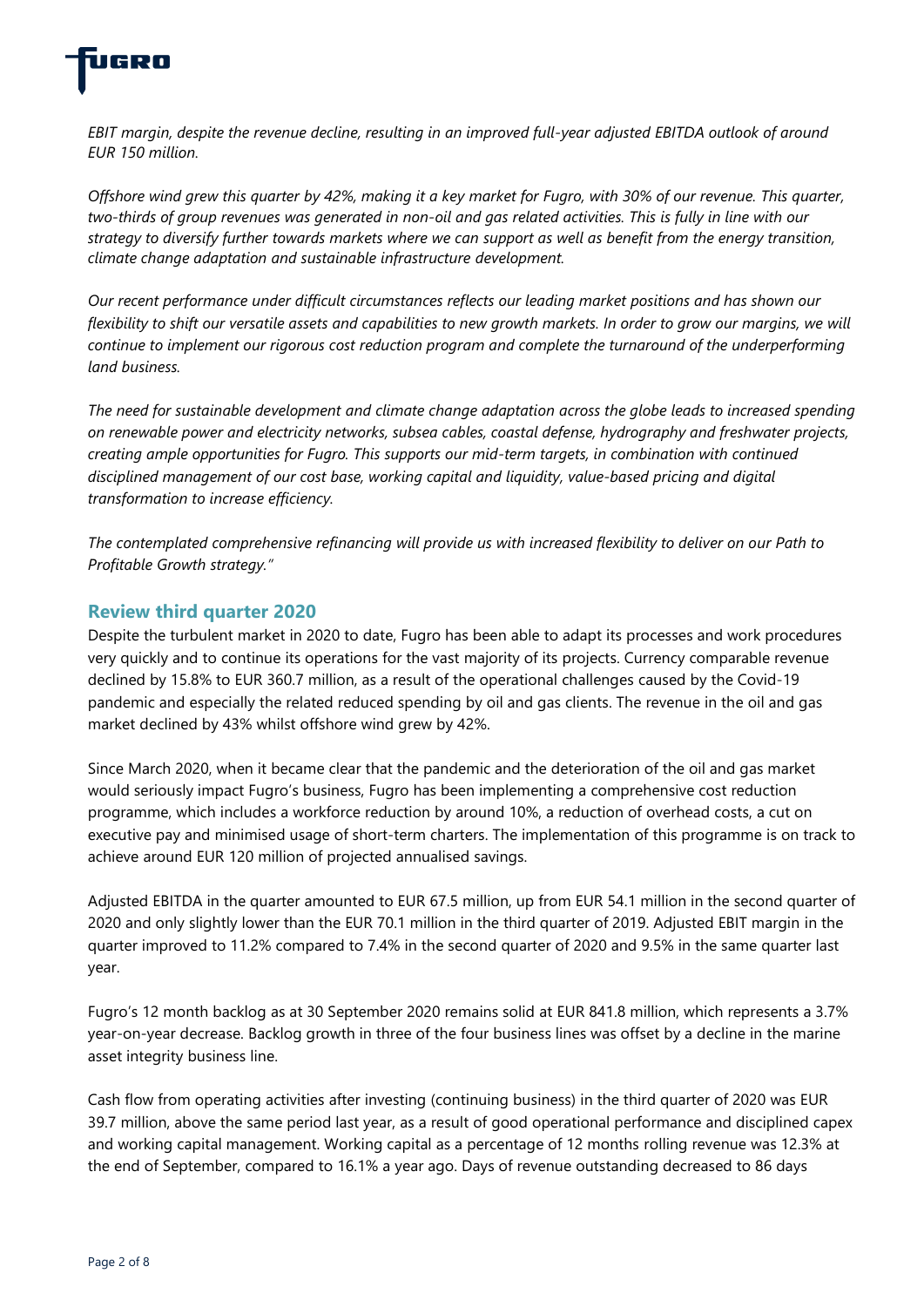*EBIT margin, despite the revenue decline, resulting in an improved full-year adjusted EBITDA outlook of around EUR 150 million.*

*Offshore wind grew this quarter by 42%, making it a key market for Fugro, with 30% of our revenue. This quarter, two-thirds of group revenues was generated in non-oil and gas related activities. This is fully in line with our strategy to diversify further towards markets where we can support as well as benefit from the energy transition, climate change adaptation and sustainable infrastructure development.*

*Our recent performance under difficult circumstances reflects our leading market positions and has shown our flexibility to shift our versatile assets and capabilities to new growth markets. In order to grow our margins, we will continue to implement our rigorous cost reduction program and complete the turnaround of the underperforming land business.*

*The need for sustainable development and climate change adaptation across the globe leads to increased spending on renewable power and electricity networks, subsea cables, coastal defense, hydrography and freshwater projects, creating ample opportunities for Fugro. This supports our mid-term targets, in combination with continued disciplined management of our cost base, working capital and liquidity, value-based pricing and digital transformation to increase efficiency.*

*The contemplated comprehensive refinancing will provide us with increased flexibility to deliver on our Path to Profitable Growth strategy."*

## Review third quarter 2020

Despite the turbulent market in 2020 to date, Fugro has been able to adapt its processes and work procedures very quickly and to continue its operations for the vast majority of its projects. Currency comparable revenue declined by 15.8% to EUR 360.7 million, as a result of the operational challenges caused by the Covid-19 pandemic and especially the related reduced spending by oil and gas clients. The revenue in the oil and gas market declined by 43% whilst offshore wind grew by 42%.

Since March 2020, when it became clear that the pandemic and the deterioration of the oil and gas market would seriously impact Fugro's business, Fugro has been implementing a comprehensive cost reduction programme, which includes a workforce reduction by around 10%, a reduction of overhead costs, a cut on executive pay and minimised usage of short-term charters. The implementation of this programme is on track to achieve around EUR 120 million of projected annualised savings.

Adjusted EBITDA in the quarter amounted to EUR 67.5 million, up from EUR 54.1 million in the second quarter of 2020 and only slightly lower than the EUR 70.1 million in the third quarter of 2019. Adjusted EBIT margin in the quarter improved to 11.2% compared to 7.4% in the second quarter of 2020 and 9.5% in the same quarter last year.

Fugro's 12 month backlog as at 30 September 2020 remains solid at EUR 841.8 million, which represents a 3.7% year-on-year decrease. Backlog growth in three of the four business lines was offset by a decline in the marine asset integrity business line.

Cash flow from operating activities after investing (continuing business) in the third quarter of 2020 was EUR 39.7 million, above the same period last year, as a result of good operational performance and disciplined capex and working capital management. Working capital as a percentage of 12 months rolling revenue was 12.3% at the end of September, compared to 16.1% a year ago. Days of revenue outstanding decreased to 86 days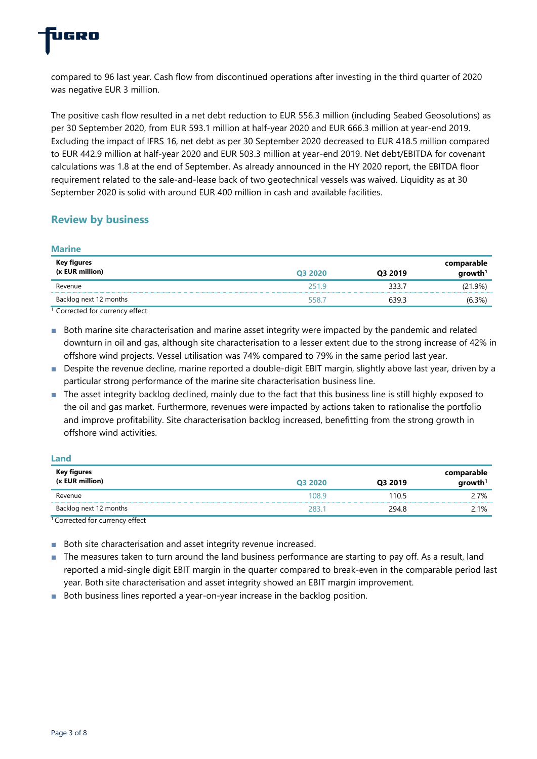compared to 96 last year. Cash flow from discontinued operations after investing in the third quarter of 2020 was negative EUR 3 million.

The positive cash flow resulted in a net debt reduction to EUR 556.3 million (including Seabed Geosolutions) as per 30 September 2020, from EUR 593.1 million at half-year 2020 and EUR 666.3 million at year-end 2019. Excluding the impact of IFRS 16, net debt as per 30 September 2020 decreased to EUR 418.5 million compared to EUR 442.9 million at half-year 2020 and EUR 503.3 million at year-end 2019. Net debt/EBITDA for covenant calculations was 1.8 at the end of September. As already announced in the HY 2020 report, the EBITDA floor requirement related to the sale-and-lease back of two geotechnical vessels was waived. Liquidity as at 30 September 2020 is solid with around EUR 400 million in cash and available facilities.

## Review by business

### Marine

| Key figures (x EUR million) | Q3 2020 | Q3 2019 | comparable growth[1] |
|---|---|---|---|
| Revenue | 251.9 | 333.7 | (21.9%) |
| Backlog next 12 months | 558.7 | 639.3 | (6.3%) |

[1] Corrected for currency effect

- Both marine site characterisation and marine asset integrity were impacted by the pandemic and related downturn in oil and gas, although site characterisation to a lesser extent due to the strong increase of 42% in offshore wind projects. Vessel utilisation was 74% compared to 79% in the same period last year.
- Despite the revenue decline, marine reported a double-digit EBIT margin, slightly above last year, driven by a particular strong performance of the marine site characterisation business line.
- The asset integrity backlog declined, mainly due to the fact that this business line is still highly exposed to the oil and gas market. Furthermore, revenues were impacted by actions taken to rationalise the portfolio and improve profitability. Site characterisation backlog increased, benefitting from the strong growth in offshore wind activities.

### Land

| Key figures (x EUR million) | Q3 2020 | Q3 2019 | comparable growth[1] |
|---|---|---|---|
| Revenue | 108.9 | 110.5 | 2.7% |
| Backlog next 12 months | 283.1 | 294.8 | 2.1% |

[1] Corrected for currency effect

- Both site characterisation and asset integrity revenue increased.
- The measures taken to turn around the land business performance are starting to pay off. As a result, land reported a mid-single digit EBIT margin in the quarter compared to break-even in the comparable period last year. Both site characterisation and asset integrity showed an EBIT margin improvement.
- Both business lines reported a year-on-year increase in the backlog position.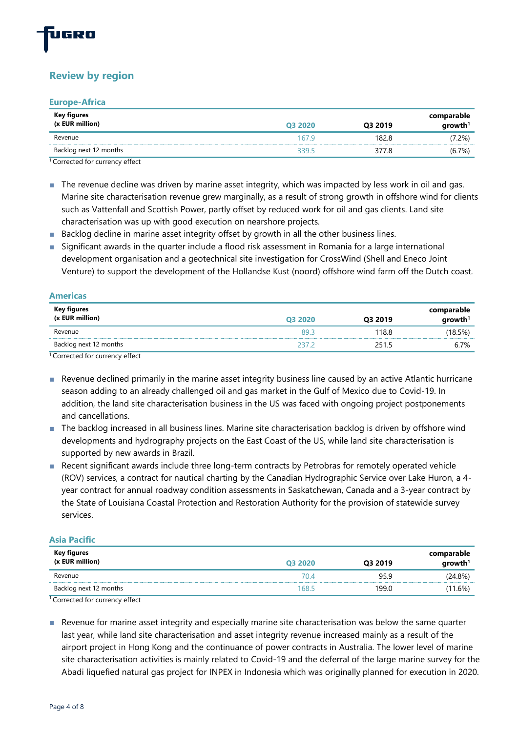## Review by region

### Europe-Africa

| Key figures (x EUR million) | Q3 2020 | Q3 2019 | comparable growth[1] |
|---|---|---|---|
| Revenue | 167.9 | 182.8 | (7.2%) |
| Backlog next 12 months | 339.5 | 377.8 | (6.7%) |

[1] Corrected for currency effect

- The revenue decline was driven by marine asset integrity, which was impacted by less work in oil and gas. Marine site characterisation revenue grew marginally, as a result of strong growth in offshore wind for clients such as Vattenfall and Scottish Power, partly offset by reduced work for oil and gas clients. Land site characterisation was up with good execution on nearshore projects.
- Backlog decline in marine asset integrity offset by growth in all the other business lines.
- Significant awards in the quarter include a flood risk assessment in Romania for a large international development organisation and a geotechnical site investigation for CrossWind (Shell and Eneco Joint Venture) to support the development of the Hollandse Kust (noord) offshore wind farm off the Dutch coast.

### Americas

| Key figures (x EUR million) | Q3 2020 | Q3 2019 | comparable growth[1] |
|---|---|---|---|
| Revenue | 89.3 | 118.8 | (18.5%) |
| Backlog next 12 months | 237.2 | 251.5 | 6.7% |

[1] Corrected for currency effect

- Revenue declined primarily in the marine asset integrity business line caused by an active Atlantic hurricane season adding to an already challenged oil and gas market in the Gulf of Mexico due to Covid-19. In addition, the land site characterisation business in the US was faced with ongoing project postponements and cancellations.
- The backlog increased in all business lines. Marine site characterisation backlog is driven by offshore wind developments and hydrography projects on the East Coast of the US, while land site characterisation is supported by new awards in Brazil.
- Recent significant awards include three long-term contracts by Petrobras for remotely operated vehicle (ROV) services, a contract for nautical charting by the Canadian Hydrographic Service over Lake Huron, a 4-year contract for annual roadway condition assessments in Saskatchewan, Canada and a 3-year contract by the State of Louisiana Coastal Protection and Restoration Authority for the provision of statewide survey services.

### Asia Pacific

| Key figures (x EUR million) | Q3 2020 | Q3 2019 | comparable growth[1] |
|---|---|---|---|
| Revenue | 70.4 | 95.9 | (24.8%) |
| Backlog next 12 months | 168.5 | 199.0 | (11.6%) |

[1] Corrected for currency effect

- Revenue for marine asset integrity and especially marine site characterisation was below the same quarter last year, while land site characterisation and asset integrity revenue increased mainly as a result of the airport project in Hong Kong and the continuance of power contracts in Australia. The lower level of marine site characterisation activities is mainly related to Covid-19 and the deferral of the large marine survey for the Abadi liquefied natural gas project for INPEX in Indonesia which was originally planned for execution in 2020.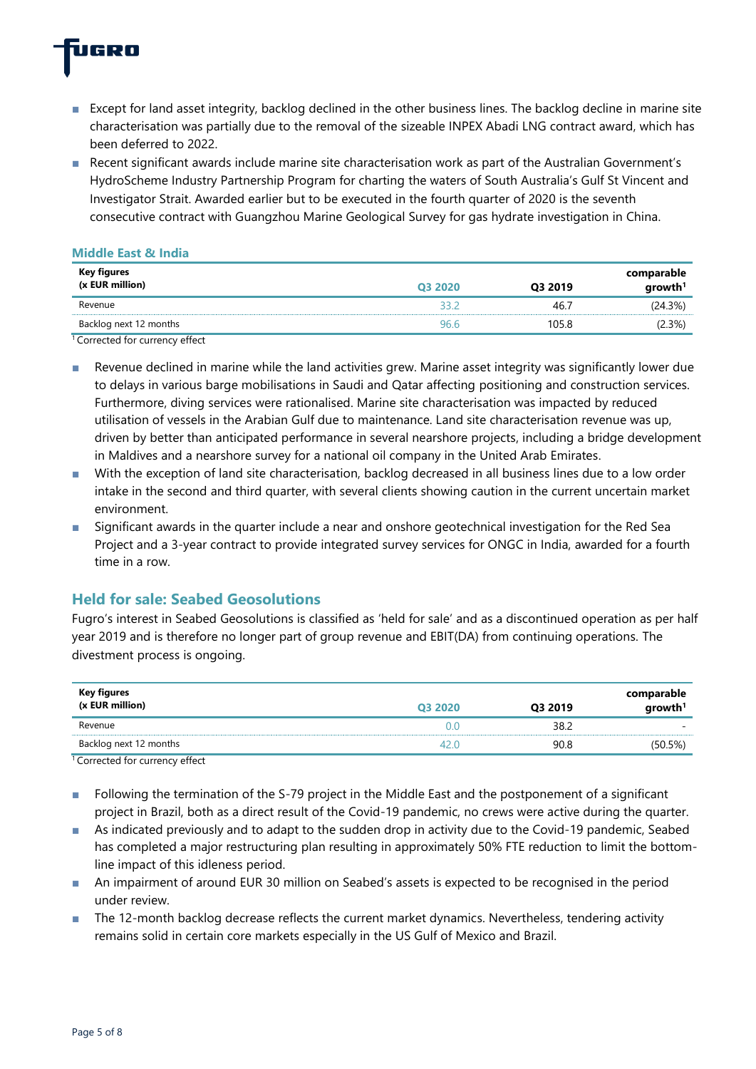- Except for land asset integrity, backlog declined in the other business lines. The backlog decline in marine site characterisation was partially due to the removal of the sizeable INPEX Abadi LNG contract award, which has been deferred to 2022.
- Recent significant awards include marine site characterisation work as part of the Australian Government's HydroScheme Industry Partnership Program for charting the waters of South Australia's Gulf St Vincent and Investigator Strait. Awarded earlier but to be executed in the fourth quarter of 2020 is the seventh consecutive contract with Guangzhou Marine Geological Survey for gas hydrate investigation in China.

### Middle East & India

| Key figures (x EUR million) | Q3 2020 | Q3 2019 | comparable growth[1] |
|---|---|---|---|
| Revenue | 33.2 | 46.7 | (24.3%) |
| Backlog next 12 months | 96.6 | 105.8 | (2.3%) |

[1] Corrected for currency effect

- Revenue declined in marine while the land activities grew. Marine asset integrity was significantly lower due to delays in various barge mobilisations in Saudi and Qatar affecting positioning and construction services. Furthermore, diving services were rationalised. Marine site characterisation was impacted by reduced utilisation of vessels in the Arabian Gulf due to maintenance. Land site characterisation revenue was up, driven by better than anticipated performance in several nearshore projects, including a bridge development in Maldives and a nearshore survey for a national oil company in the United Arab Emirates.
- With the exception of land site characterisation, backlog decreased in all business lines due to a low order intake in the second and third quarter, with several clients showing caution in the current uncertain market environment.
- Significant awards in the quarter include a near and onshore geotechnical investigation for the Red Sea Project and a 3-year contract to provide integrated survey services for ONGC in India, awarded for a fourth time in a row.

## Held for sale: Seabed Geosolutions

Fugro's interest in Seabed Geosolutions is classified as 'held for sale' and as a discontinued operation as per half year 2019 and is therefore no longer part of group revenue and EBIT(DA) from continuing operations. The divestment process is ongoing.

| Key figures (x EUR million) | Q3 2020 | Q3 2019 | comparable growth[1] |
|---|---|---|---|
| Revenue | 0.0 | 38.2 | - |
| Backlog next 12 months | 42.0 | 90.8 | (50.5%) |

[1] Corrected for currency effect

- Following the termination of the S-79 project in the Middle East and the postponement of a significant project in Brazil, both as a direct result of the Covid-19 pandemic, no crews were active during the quarter.
- As indicated previously and to adapt to the sudden drop in activity due to the Covid-19 pandemic, Seabed has completed a major restructuring plan resulting in approximately 50% FTE reduction to limit the bottom-line impact of this idleness period.
- An impairment of around EUR 30 million on Seabed's assets is expected to be recognised in the period under review.
- The 12-month backlog decrease reflects the current market dynamics. Nevertheless, tendering activity remains solid in certain core markets especially in the US Gulf of Mexico and Brazil.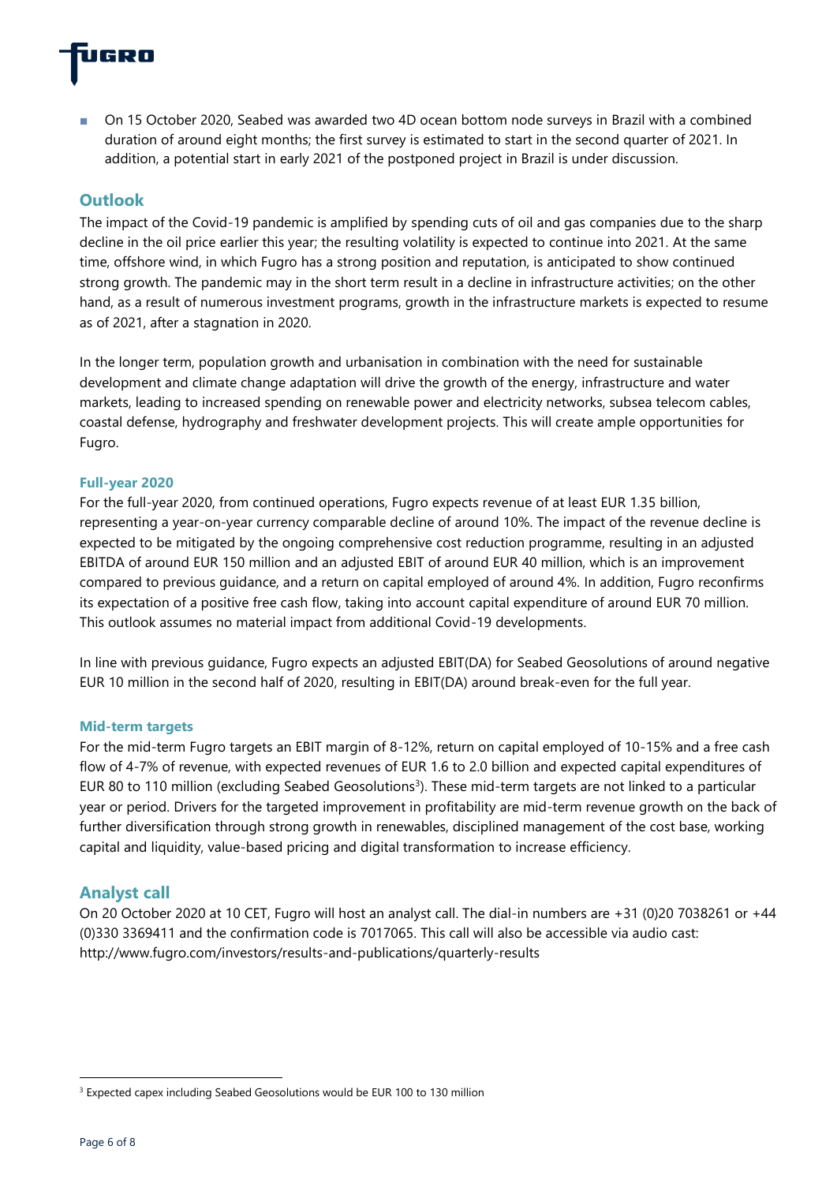- On 15 October 2020, Seabed was awarded two 4D ocean bottom node surveys in Brazil with a combined duration of around eight months; the first survey is estimated to start in the second quarter of 2021. In addition, a potential start in early 2021 of the postponed project in Brazil is under discussion.

## Outlook

The impact of the Covid-19 pandemic is amplified by spending cuts of oil and gas companies due to the sharp decline in the oil price earlier this year; the resulting volatility is expected to continue into 2021. At the same time, offshore wind, in which Fugro has a strong position and reputation, is anticipated to show continued strong growth. The pandemic may in the short term result in a decline in infrastructure activities; on the other hand, as a result of numerous investment programs, growth in the infrastructure markets is expected to resume as of 2021, after a stagnation in 2020.

In the longer term, population growth and urbanisation in combination with the need for sustainable development and climate change adaptation will drive the growth of the energy, infrastructure and water markets, leading to increased spending on renewable power and electricity networks, subsea telecom cables, coastal defense, hydrography and freshwater development projects. This will create ample opportunities for Fugro.

### Full-year 2020

For the full-year 2020, from continued operations, Fugro expects revenue of at least EUR 1.35 billion, representing a year-on-year currency comparable decline of around 10%. The impact of the revenue decline is expected to be mitigated by the ongoing comprehensive cost reduction programme, resulting in an adjusted EBITDA of around EUR 150 million and an adjusted EBIT of around EUR 40 million, which is an improvement compared to previous guidance, and a return on capital employed of around 4%. In addition, Fugro reconfirms its expectation of a positive free cash flow, taking into account capital expenditure of around EUR 70 million. This outlook assumes no material impact from additional Covid-19 developments.

In line with previous guidance, Fugro expects an adjusted EBIT(DA) for Seabed Geosolutions of around negative EUR 10 million in the second half of 2020, resulting in EBIT(DA) around break-even for the full year.

### Mid-term targets

For the mid-term Fugro targets an EBIT margin of 8-12%, return on capital employed of 10-15% and a free cash flow of 4-7% of revenue, with expected revenues of EUR 1.6 to 2.0 billion and expected capital expenditures of EUR 80 to 110 million (excluding Seabed Geosolutions[3]). These mid-term targets are not linked to a particular year or period. Drivers for the targeted improvement in profitability are mid-term revenue growth on the back of further diversification through strong growth in renewables, disciplined management of the cost base, working capital and liquidity, value-based pricing and digital transformation to increase efficiency.

## Analyst call

On 20 October 2020 at 10 CET, Fugro will host an analyst call. The dial-in numbers are +31 (0)20 7038261 or +44 (0)330 3369411 and the confirmation code is 7017065. This call will also be accessible via audio cast: http://www.fugro.com/investors/results-and-publications/quarterly-results

---

[3] Expected capex including Seabed Geosolutions would be EUR 100 to 130 million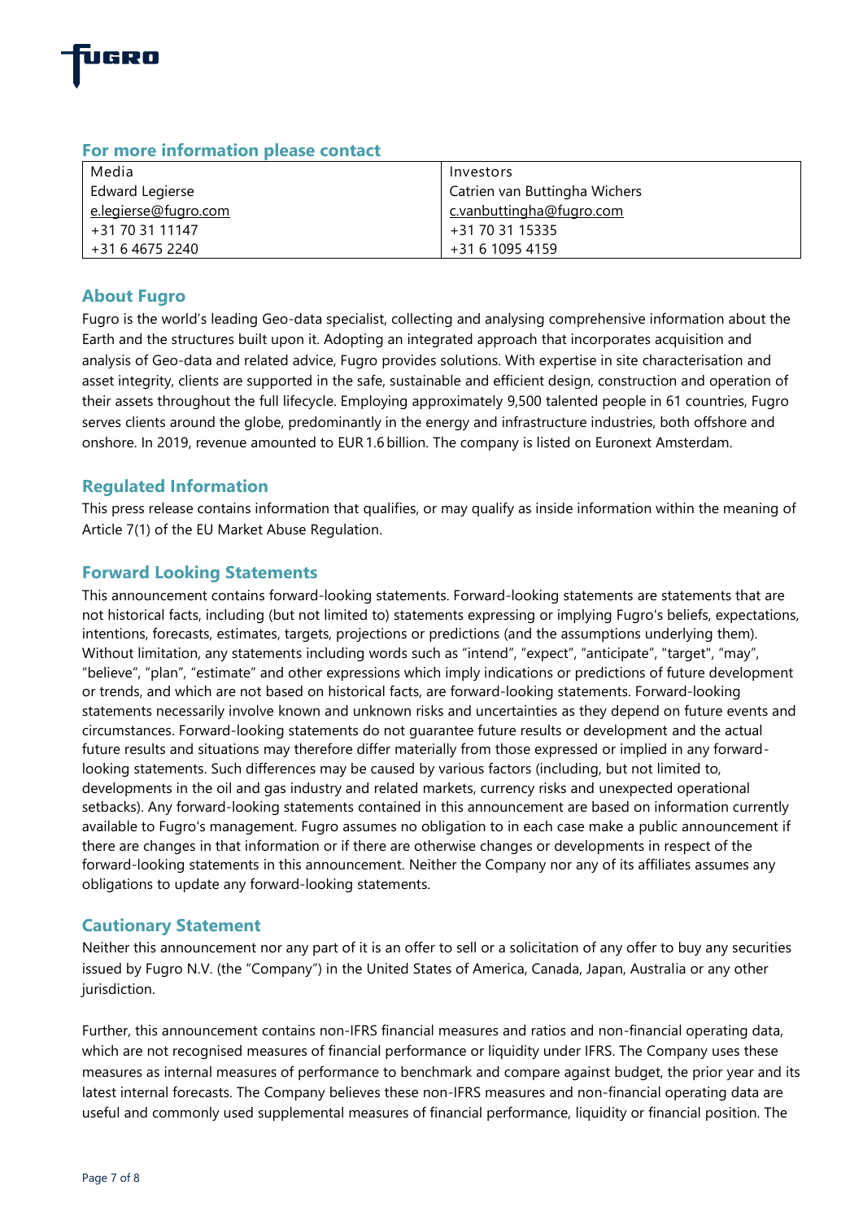## For more information please contact

| Media | Investors |
|---|---|
| Edward Legierse | Catrien van Buttingha Wichers |
| e.legierse@fugro.com | c.vanbuttingha@fugro.com |
| +31 70 31 11147 | +31 70 31 15335 |
| +31 6 4675 2240 | +31 6 1095 4159 |

## About Fugro

Fugro is the world's leading Geo-data specialist, collecting and analysing comprehensive information about the Earth and the structures built upon it. Adopting an integrated approach that incorporates acquisition and analysis of Geo-data and related advice, Fugro provides solutions. With expertise in site characterisation and asset integrity, clients are supported in the safe, sustainable and efficient design, construction and operation of their assets throughout the full lifecycle. Employing approximately 9,500 talented people in 61 countries, Fugro serves clients around the globe, predominantly in the energy and infrastructure industries, both offshore and onshore. In 2019, revenue amounted to EUR 1.6 billion. The company is listed on Euronext Amsterdam.

## Regulated Information

This press release contains information that qualifies, or may qualify as inside information within the meaning of Article 7(1) of the EU Market Abuse Regulation.

## Forward Looking Statements

This announcement contains forward-looking statements. Forward-looking statements are statements that are not historical facts, including (but not limited to) statements expressing or implying Fugro's beliefs, expectations, intentions, forecasts, estimates, targets, projections or predictions (and the assumptions underlying them). Without limitation, any statements including words such as "intend", "expect", "anticipate", "target", "may", "believe", "plan", "estimate" and other expressions which imply indications or predictions of future development or trends, and which are not based on historical facts, are forward-looking statements. Forward-looking statements necessarily involve known and unknown risks and uncertainties as they depend on future events and circumstances. Forward-looking statements do not guarantee future results or development and the actual future results and situations may therefore differ materially from those expressed or implied in any forward-looking statements. Such differences may be caused by various factors (including, but not limited to, developments in the oil and gas industry and related markets, currency risks and unexpected operational setbacks). Any forward-looking statements contained in this announcement are based on information currently available to Fugro's management. Fugro assumes no obligation to in each case make a public announcement if there are changes in that information or if there are otherwise changes or developments in respect of the forward-looking statements in this announcement. Neither the Company nor any of its affiliates assumes any obligations to update any forward-looking statements.

## Cautionary Statement

Neither this announcement nor any part of it is an offer to sell or a solicitation of any offer to buy any securities issued by Fugro N.V. (the "Company") in the United States of America, Canada, Japan, Australia or any other jurisdiction.

Further, this announcement contains non-IFRS financial measures and ratios and non-financial operating data, which are not recognised measures of financial performance or liquidity under IFRS. The Company uses these measures as internal measures of performance to benchmark and compare against budget, the prior year and its latest internal forecasts. The Company believes these non-IFRS measures and non-financial operating data are useful and commonly used supplemental measures of financial performance, liquidity or financial position. The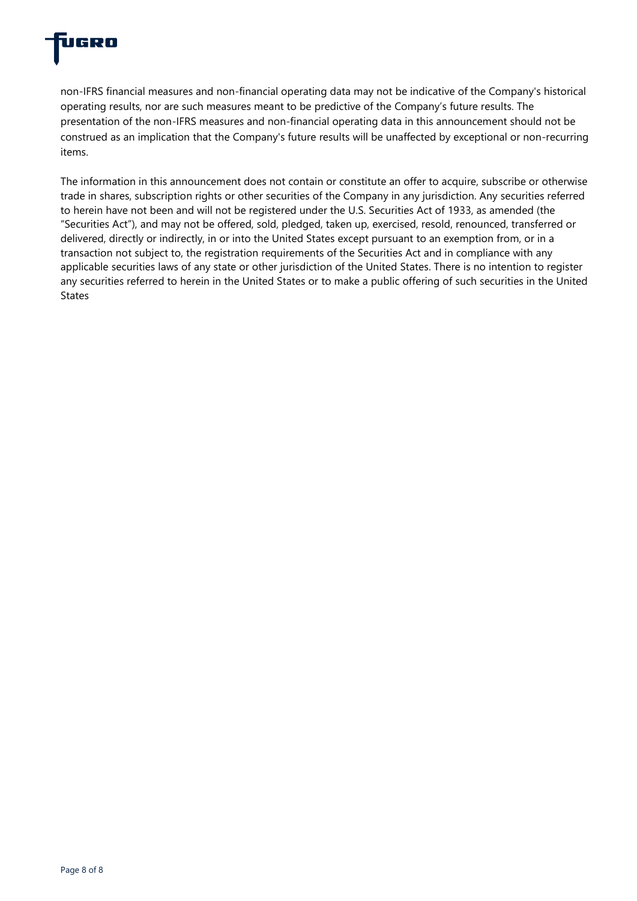non-IFRS financial measures and non-financial operating data may not be indicative of the Company's historical operating results, nor are such measures meant to be predictive of the Company's future results. The presentation of the non-IFRS measures and non-financial operating data in this announcement should not be construed as an implication that the Company's future results will be unaffected by exceptional or non-recurring items.

The information in this announcement does not contain or constitute an offer to acquire, subscribe or otherwise trade in shares, subscription rights or other securities of the Company in any jurisdiction. Any securities referred to herein have not been and will not be registered under the U.S. Securities Act of 1933, as amended (the "Securities Act"), and may not be offered, sold, pledged, taken up, exercised, resold, renounced, transferred or delivered, directly or indirectly, in or into the United States except pursuant to an exemption from, or in a transaction not subject to, the registration requirements of the Securities Act and in compliance with any applicable securities laws of any state or other jurisdiction of the United States. There is no intention to register any securities referred to herein in the United States or to make a public offering of such securities in the United States